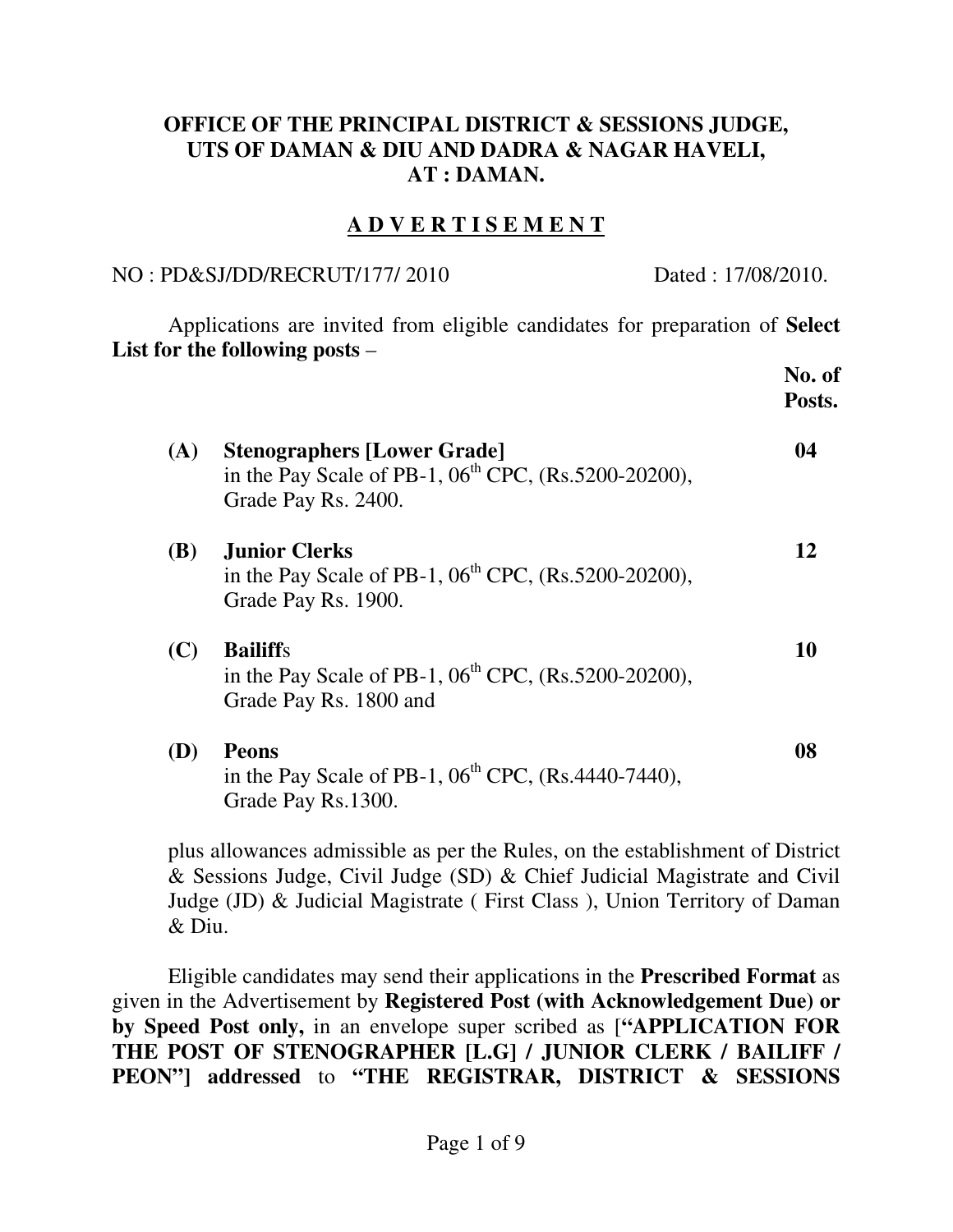**OFFICE OF THE PRINCIPAL DISTRICT & SESSIONS JUDGE,**
**UTS OF DAMAN & DIU AND DADRA & NAGAR HAVELI,**
**AT : DAMAN.**

## A D V E R T I S E M E N T

NO : PD&SJ/DD/RECRUT/177/ 2010 Dated : 17/08/2010.

Applications are invited from eligible candidates for preparation of **Select List for the following posts** –

| | | **No. of Posts.** |
|---|---|---|
| **(A)** | **Stenographers [Lower Grade]** in the Pay Scale of PB-1, 06th CPC, (Rs.5200-20200), Grade Pay Rs. 2400. | **04** |
| **(B)** | **Junior Clerks** in the Pay Scale of PB-1, 06th CPC, (Rs.5200-20200), Grade Pay Rs. 1900. | **12** |
| **(C)** | **Bailiff**s in the Pay Scale of PB-1, 06th CPC, (Rs.5200-20200), Grade Pay Rs. 1800 and | **10** |
| **(D)** | **Peons** in the Pay Scale of PB-1, 06th CPC, (Rs.4440-7440), Grade Pay Rs.1300. | **08** |

plus allowances admissible as per the Rules, on the establishment of District & Sessions Judge, Civil Judge (SD) & Chief Judicial Magistrate and Civil Judge (JD) & Judicial Magistrate ( First Class ), Union Territory of Daman & Diu.

Eligible candidates may send their applications in the **Prescribed Format** as given in the Advertisement by **Registered Post (with Acknowledgement Due) or by Speed Post only,** in an envelope super scribed as [**"APPLICATION FOR THE POST OF STENOGRAPHER [L.G] / JUNIOR CLERK / BAILIFF / PEON"] addressed** to **"THE REGISTRAR, DISTRICT & SESSIONS**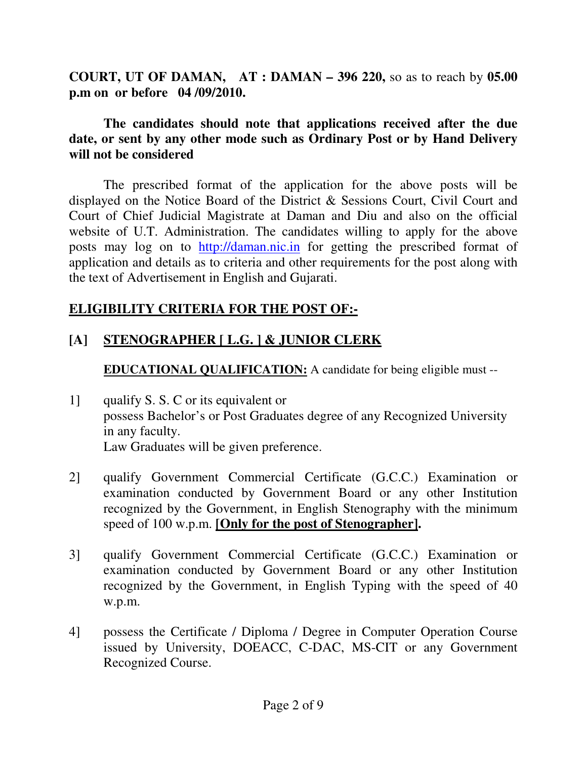**COURT, UT OF DAMAN, AT : DAMAN – 396 220,** so as to reach by **05.00 p.m on or before 04 /09/2010.**

**The candidates should note that applications received after the due date, or sent by any other mode such as Ordinary Post or by Hand Delivery will not be considered**

The prescribed format of the application for the above posts will be displayed on the Notice Board of the District & Sessions Court, Civil Court and Court of Chief Judicial Magistrate at Daman and Diu and also on the official website of U.T. Administration. The candidates willing to apply for the above posts may log on to http://daman.nic.in for getting the prescribed format of application and details as to criteria and other requirements for the post along with the text of Advertisement in English and Gujarati.

## <u>ELIGIBILITY CRITERIA FOR THE POST OF:-</u>

### [A] <u>STENOGRAPHER [ L.G. ] & JUNIOR CLERK</u>

**<u>EDUCATIONAL QUALIFICATION:</u>** A candidate for being eligible must --

1] qualify S. S. C or its equivalent or
possess Bachelor's or Post Graduates degree of any Recognized University in any faculty.
Law Graduates will be given preference.

2] qualify Government Commercial Certificate (G.C.C.) Examination or examination conducted by Government Board or any other Institution recognized by the Government, in English Stenography with the minimum speed of 100 w.p.m. **<u>[Only for the post of Stenographer]</u>.**

3] qualify Government Commercial Certificate (G.C.C.) Examination or examination conducted by Government Board or any other Institution recognized by the Government, in English Typing with the speed of 40 w.p.m.

4] possess the Certificate / Diploma / Degree in Computer Operation Course issued by University, DOEACC, C-DAC, MS-CIT or any Government Recognized Course.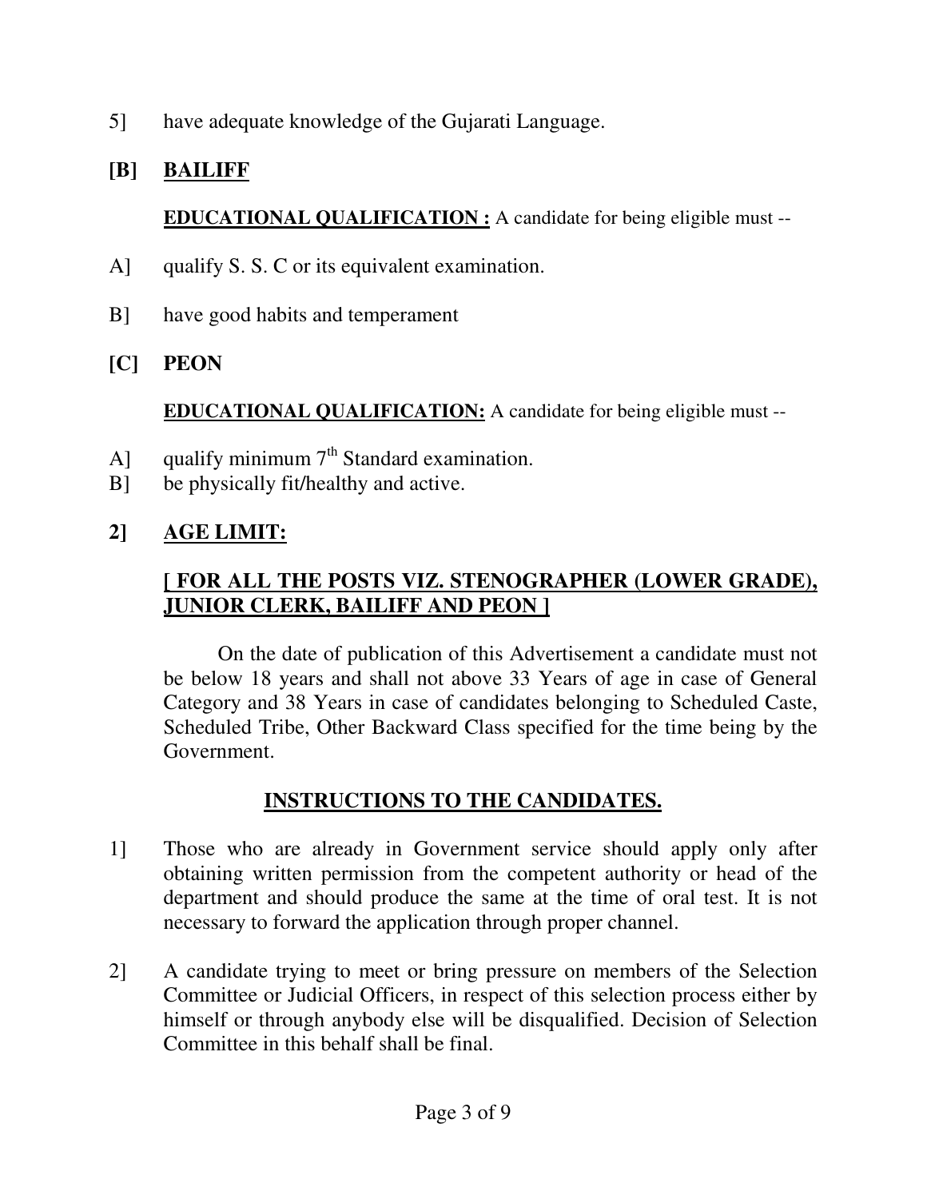5] have adequate knowledge of the Gujarati Language.

**[B] <u>BAILIFF</u>**

**<u>EDUCATIONAL QUALIFICATION :</u>** A candidate for being eligible must --

A] qualify S. S. C or its equivalent examination.

B] have good habits and temperament

**[C] PEON**

**<u>EDUCATIONAL QUALIFICATION:</u>** A candidate for being eligible must --

A] qualify minimum 7th Standard examination.

B] be physically fit/healthy and active.

**2] <u>AGE LIMIT:</u>**

**<u>[ FOR ALL THE POSTS VIZ. STENOGRAPHER (LOWER GRADE), JUNIOR CLERK, BAILIFF AND PEON ]</u>**

On the date of publication of this Advertisement a candidate must not be below 18 years and shall not above 33 Years of age in case of General Category and 38 Years in case of candidates belonging to Scheduled Caste, Scheduled Tribe, Other Backward Class specified for the time being by the Government.

## <u>INSTRUCTIONS TO THE CANDIDATES.</u>

1] Those who are already in Government service should apply only after obtaining written permission from the competent authority or head of the department and should produce the same at the time of oral test. It is not necessary to forward the application through proper channel.

2] A candidate trying to meet or bring pressure on members of the Selection Committee or Judicial Officers, in respect of this selection process either by himself or through anybody else will be disqualified. Decision of Selection Committee in this behalf shall be final.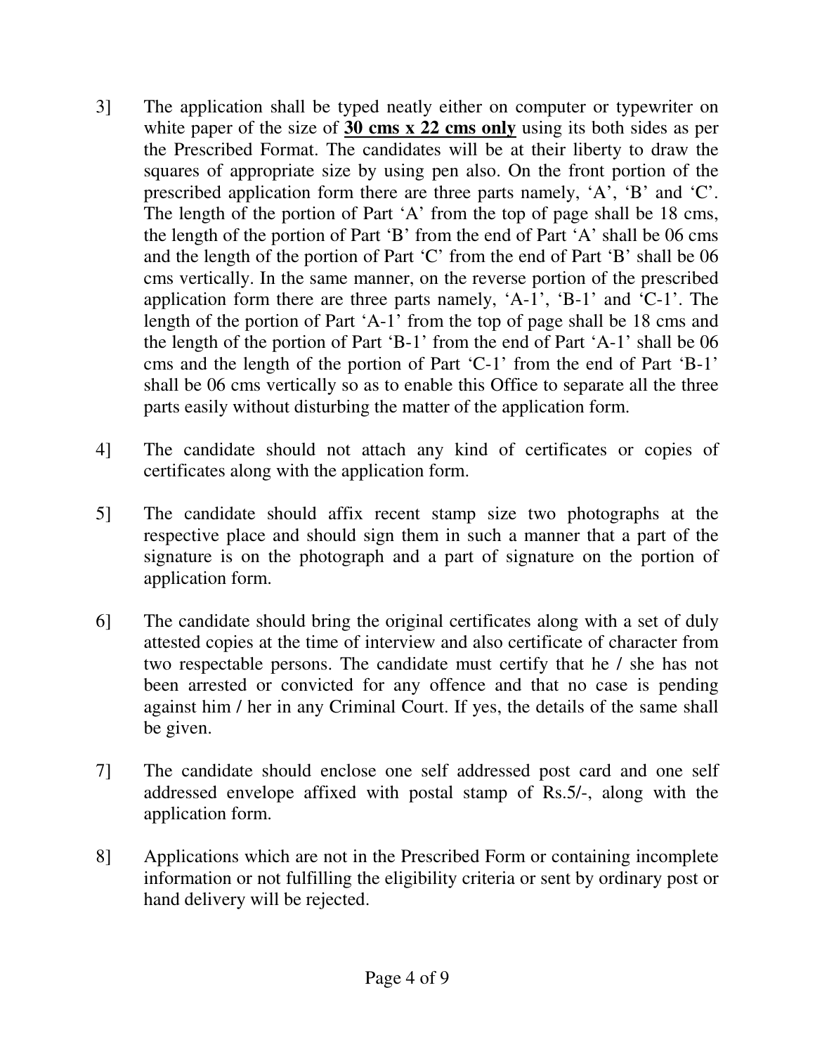3] The application shall be typed neatly either on computer or typewriter on white paper of the size of **<u>30 cms x 22 cms only</u>** using its both sides as per the Prescribed Format. The candidates will be at their liberty to draw the squares of appropriate size by using pen also. On the front portion of the prescribed application form there are three parts namely, 'A', 'B' and 'C'. The length of the portion of Part 'A' from the top of page shall be 18 cms, the length of the portion of Part 'B' from the end of Part 'A' shall be 06 cms and the length of the portion of Part 'C' from the end of Part 'B' shall be 06 cms vertically. In the same manner, on the reverse portion of the prescribed application form there are three parts namely, 'A-1', 'B-1' and 'C-1'. The length of the portion of Part 'A-1' from the top of page shall be 18 cms and the length of the portion of Part 'B-1' from the end of Part 'A-1' shall be 06 cms and the length of the portion of Part 'C-1' from the end of Part 'B-1' shall be 06 cms vertically so as to enable this Office to separate all the three parts easily without disturbing the matter of the application form.

4] The candidate should not attach any kind of certificates or copies of certificates along with the application form.

5] The candidate should affix recent stamp size two photographs at the respective place and should sign them in such a manner that a part of the signature is on the photograph and a part of signature on the portion of application form.

6] The candidate should bring the original certificates along with a set of duly attested copies at the time of interview and also certificate of character from two respectable persons. The candidate must certify that he / she has not been arrested or convicted for any offence and that no case is pending against him / her in any Criminal Court. If yes, the details of the same shall be given.

7] The candidate should enclose one self addressed post card and one self addressed envelope affixed with postal stamp of Rs.5/-, along with the application form.

8] Applications which are not in the Prescribed Form or containing incomplete information or not fulfilling the eligibility criteria or sent by ordinary post or hand delivery will be rejected.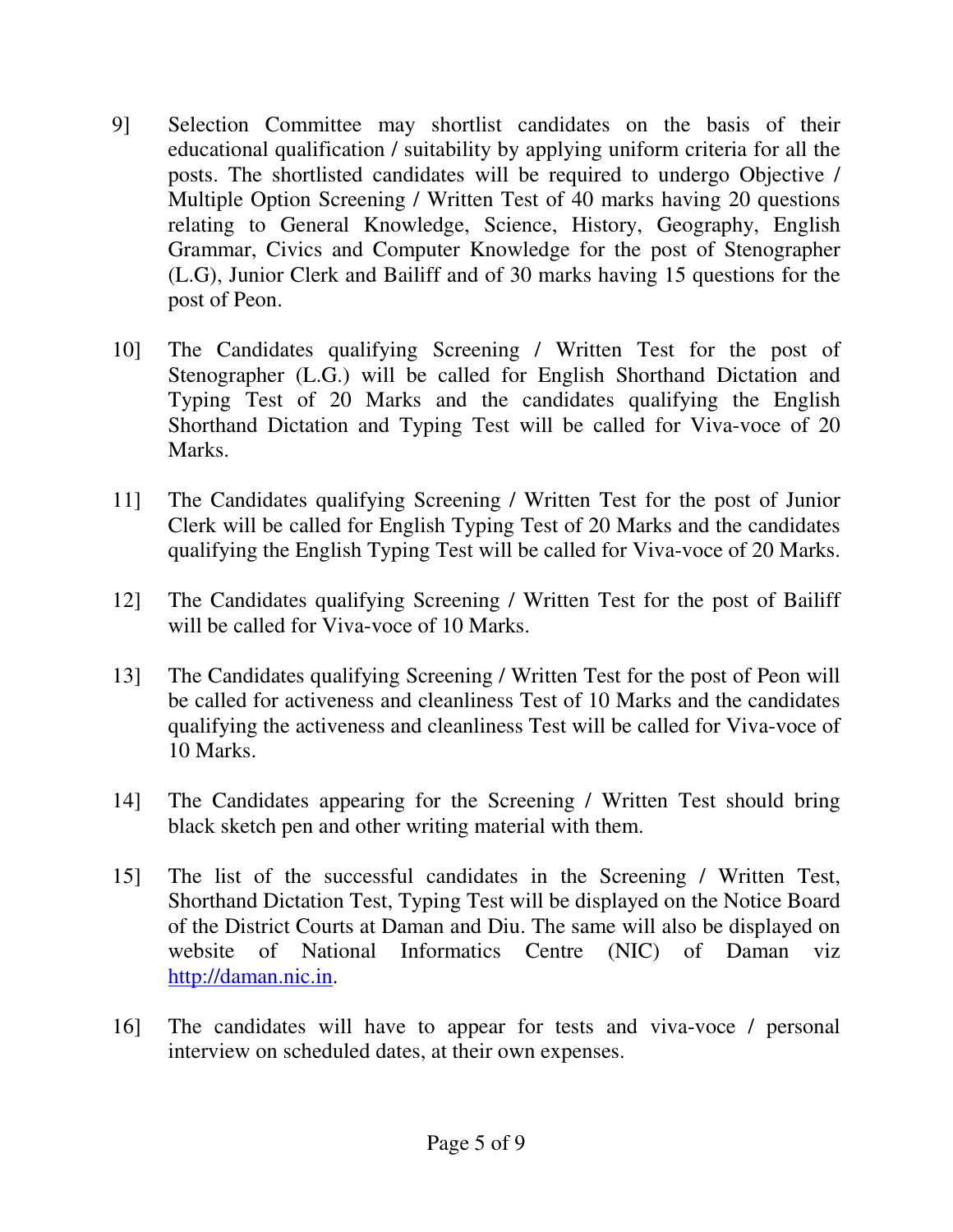9] Selection Committee may shortlist candidates on the basis of their educational qualification / suitability by applying uniform criteria for all the posts. The shortlisted candidates will be required to undergo Objective / Multiple Option Screening / Written Test of 40 marks having 20 questions relating to General Knowledge, Science, History, Geography, English Grammar, Civics and Computer Knowledge for the post of Stenographer (L.G), Junior Clerk and Bailiff and of 30 marks having 15 questions for the post of Peon.

10] The Candidates qualifying Screening / Written Test for the post of Stenographer (L.G.) will be called for English Shorthand Dictation and Typing Test of 20 Marks and the candidates qualifying the English Shorthand Dictation and Typing Test will be called for Viva-voce of 20 Marks.

11] The Candidates qualifying Screening / Written Test for the post of Junior Clerk will be called for English Typing Test of 20 Marks and the candidates qualifying the English Typing Test will be called for Viva-voce of 20 Marks.

12] The Candidates qualifying Screening / Written Test for the post of Bailiff will be called for Viva-voce of 10 Marks.

13] The Candidates qualifying Screening / Written Test for the post of Peon will be called for activeness and cleanliness Test of 10 Marks and the candidates qualifying the activeness and cleanliness Test will be called for Viva-voce of 10 Marks.

14] The Candidates appearing for the Screening / Written Test should bring black sketch pen and other writing material with them.

15] The list of the successful candidates in the Screening / Written Test, Shorthand Dictation Test, Typing Test will be displayed on the Notice Board of the District Courts at Daman and Diu. The same will also be displayed on website of National Informatics Centre (NIC) of Daman viz http://daman.nic.in.

16] The candidates will have to appear for tests and viva-voce / personal interview on scheduled dates, at their own expenses.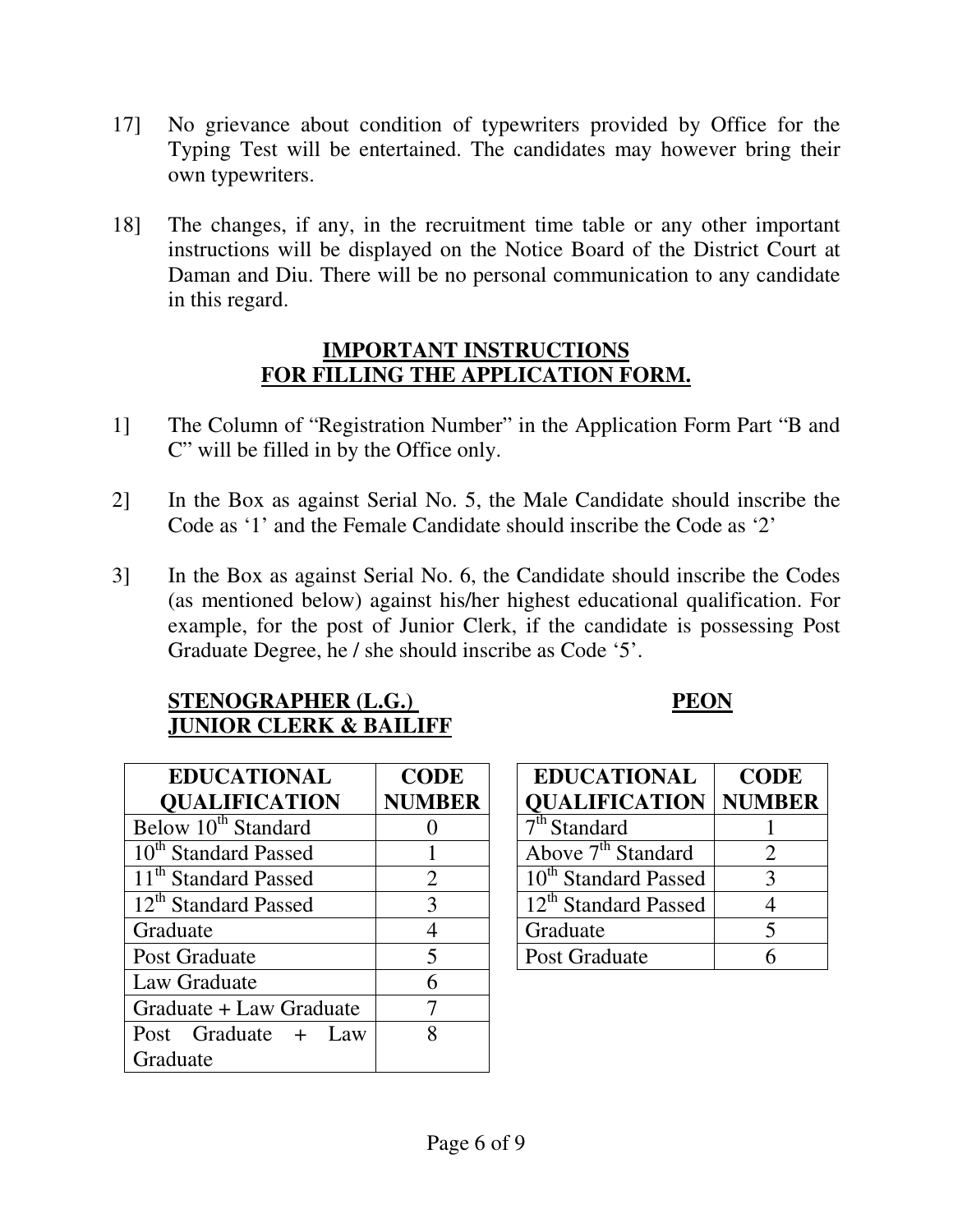17] No grievance about condition of typewriters provided by Office for the Typing Test will be entertained. The candidates may however bring their own typewriters.

18] The changes, if any, in the recruitment time table or any other important instructions will be displayed on the Notice Board of the District Court at Daman and Diu. There will be no personal communication to any candidate in this regard.

## IMPORTANT INSTRUCTIONS FOR FILLING THE APPLICATION FORM.

1] The Column of "Registration Number" in the Application Form Part "B and C" will be filled in by the Office only.

2] In the Box as against Serial No. 5, the Male Candidate should inscribe the Code as '1' and the Female Candidate should inscribe the Code as '2'

3] In the Box as against Serial No. 6, the Candidate should inscribe the Codes (as mentioned below) against his/her highest educational qualification. For example, for the post of Junior Clerk, if the candidate is possessing Post Graduate Degree, he / she should inscribe as Code '5'.

**STENOGRAPHER (L.G.) JUNIOR CLERK & BAILIFF**

| EDUCATIONAL QUALIFICATION | CODE NUMBER |
|---|---|
| Below 10th Standard | 0 |
| 10th Standard Passed | 1 |
| 11th Standard Passed | 2 |
| 12th Standard Passed | 3 |
| Graduate | 4 |
| Post Graduate | 5 |
| Law Graduate | 6 |
| Graduate + Law Graduate | 7 |
| Post Graduate + Law Graduate | 8 |

**PEON**

| EDUCATIONAL QUALIFICATION | CODE NUMBER |
|---|---|
| 7th Standard | 1 |
| Above 7th Standard | 2 |
| 10th Standard Passed | 3 |
| 12th Standard Passed | 4 |
| Graduate | 5 |
| Post Graduate | 6 |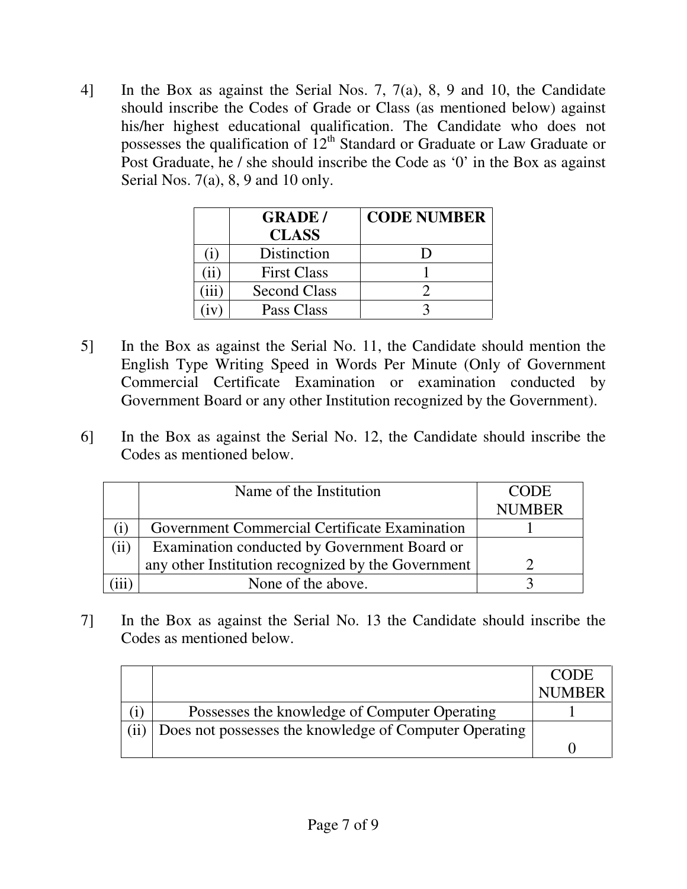4] In the Box as against the Serial Nos. 7, 7(a), 8, 9 and 10, the Candidate should inscribe the Codes of Grade or Class (as mentioned below) against his/her highest educational qualification. The Candidate who does not possesses the qualification of 12[th] Standard or Graduate or Law Graduate or Post Graduate, he / she should inscribe the Code as '0' in the Box as against Serial Nos. 7(a), 8, 9 and 10 only.

| | **GRADE / CLASS** | **CODE NUMBER** |
|---|---|---|
| (i) | Distinction | D |
| (ii) | First Class | 1 |
| (iii) | Second Class | 2 |
| (iv) | Pass Class | 3 |

5] In the Box as against the Serial No. 11, the Candidate should mention the English Type Writing Speed in Words Per Minute (Only of Government Commercial Certificate Examination or examination conducted by Government Board or any other Institution recognized by the Government).

6] In the Box as against the Serial No. 12, the Candidate should inscribe the Codes as mentioned below.

| | Name of the Institution | CODE NUMBER |
|---|---|---|
| (i) | Government Commercial Certificate Examination | 1 |
| (ii) | Examination conducted by Government Board or any other Institution recognized by the Government | 2 |
| (iii) | None of the above. | 3 |

7] In the Box as against the Serial No. 13 the Candidate should inscribe the Codes as mentioned below.

| | | CODE NUMBER |
|---|---|---|
| (i) | Possesses the knowledge of Computer Operating | 1 |
| (ii) | Does not possesses the knowledge of Computer Operating | 0 |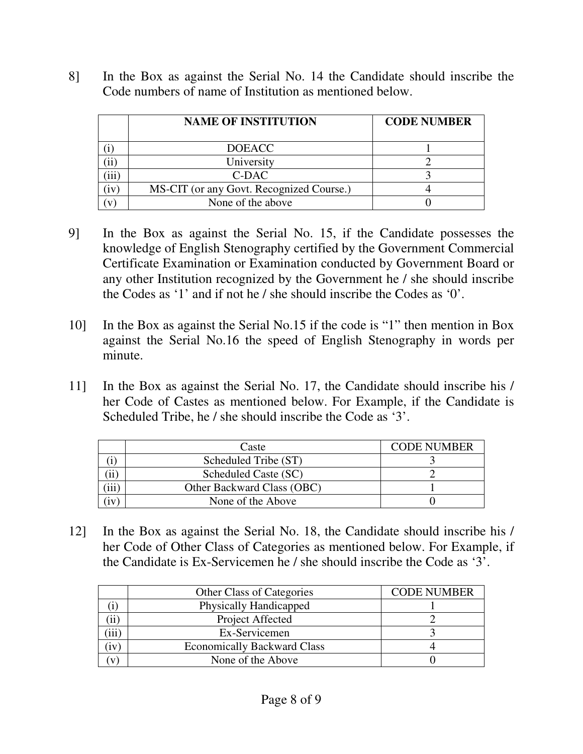8] In the Box as against the Serial No. 14 the Candidate should inscribe the Code numbers of name of Institution as mentioned below.

| | **NAME OF INSTITUTION** | **CODE NUMBER** |
|---|---|---|
| (i) | DOEACC | 1 |
| (ii) | University | 2 |
| (iii) | C-DAC | 3 |
| (iv) | MS-CIT (or any Govt. Recognized Course.) | 4 |
| (v) | None of the above | 0 |

9] In the Box as against the Serial No. 15, if the Candidate possesses the knowledge of English Stenography certified by the Government Commercial Certificate Examination or Examination conducted by Government Board or any other Institution recognized by the Government he / she should inscribe the Codes as '1' and if not he / she should inscribe the Codes as '0'.

10] In the Box as against the Serial No.15 if the code is "1" then mention in Box against the Serial No.16 the speed of English Stenography in words per minute.

11] In the Box as against the Serial No. 17, the Candidate should inscribe his / her Code of Castes as mentioned below. For Example, if the Candidate is Scheduled Tribe, he / she should inscribe the Code as '3'.

| | Caste | CODE NUMBER |
|---|---|---|
| (i) | Scheduled Tribe (ST) | 3 |
| (ii) | Scheduled Caste (SC) | 2 |
| (iii) | Other Backward Class (OBC) | 1 |
| (iv) | None of the Above | 0 |

12] In the Box as against the Serial No. 18, the Candidate should inscribe his / her Code of Other Class of Categories as mentioned below. For Example, if the Candidate is Ex-Servicemen he / she should inscribe the Code as '3'.

| | Other Class of Categories | CODE NUMBER |
|---|---|---|
| (i) | Physically Handicapped | 1 |
| (ii) | Project Affected | 2 |
| (iii) | Ex-Servicemen | 3 |
| (iv) | Economically Backward Class | 4 |
| (v) | None of the Above | 0 |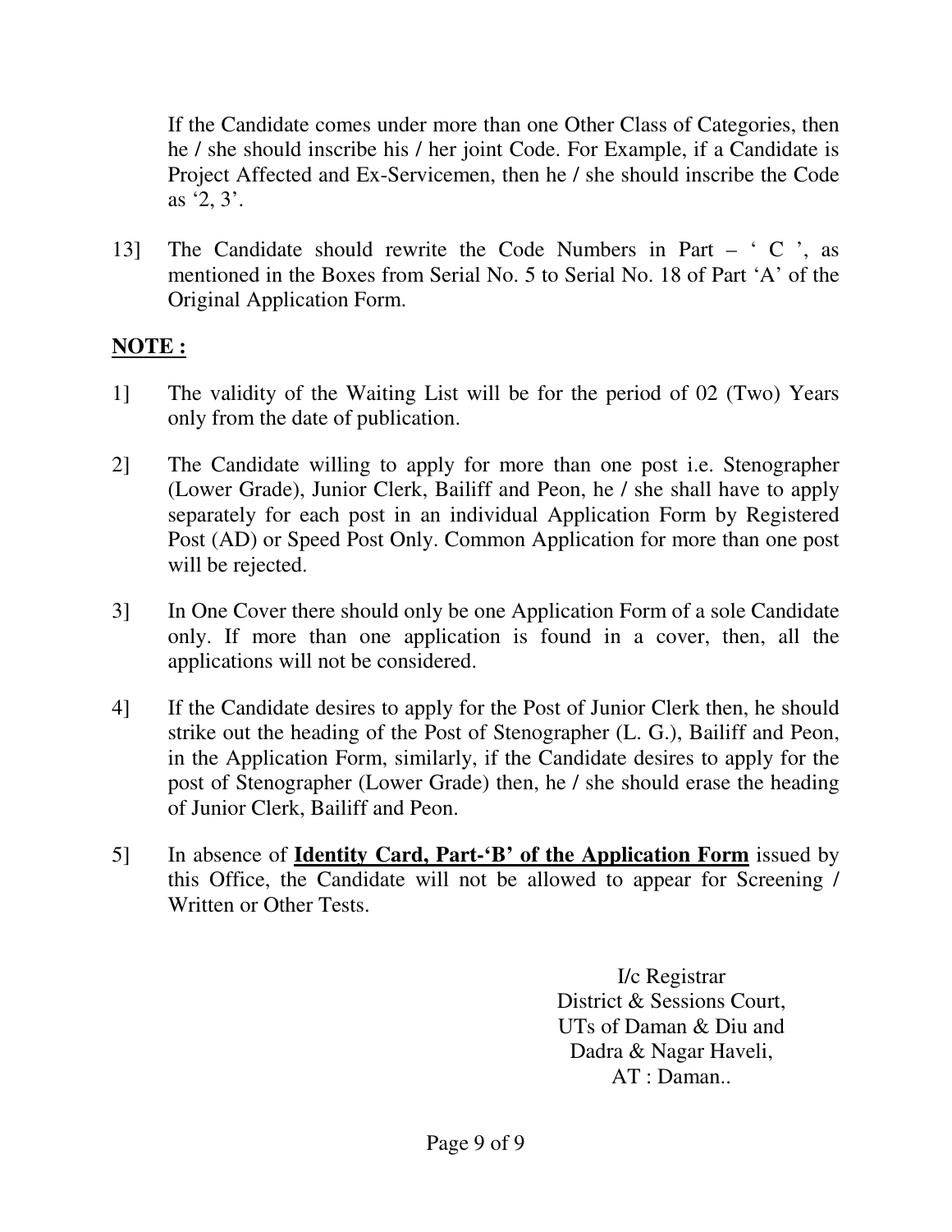If the Candidate comes under more than one Other Class of Categories, then he / she should inscribe his / her joint Code. For Example, if a Candidate is Project Affected and Ex-Servicemen, then he / she should inscribe the Code as '2, 3'.

13] The Candidate should rewrite the Code Numbers in Part – ' C ', as mentioned in the Boxes from Serial No. 5 to Serial No. 18 of Part 'A' of the Original Application Form.

**<u>NOTE :</u>**

1] The validity of the Waiting List will be for the period of 02 (Two) Years only from the date of publication.

2] The Candidate willing to apply for more than one post i.e. Stenographer (Lower Grade), Junior Clerk, Bailiff and Peon, he / she shall have to apply separately for each post in an individual Application Form by Registered Post (AD) or Speed Post Only. Common Application for more than one post will be rejected.

3] In One Cover there should only be one Application Form of a sole Candidate only. If more than one application is found in a cover, then, all the applications will not be considered.

4] If the Candidate desires to apply for the Post of Junior Clerk then, he should strike out the heading of the Post of Stenographer (L. G.), Bailiff and Peon, in the Application Form, similarly, if the Candidate desires to apply for the post of Stenographer (Lower Grade) then, he / she should erase the heading of Junior Clerk, Bailiff and Peon.

5] In absence of **<u>Identity Card, Part-'B' of the Application Form</u>** issued by this Office, the Candidate will not be allowed to appear for Screening / Written or Other Tests.

I/c Registrar
District & Sessions Court,
UTs of Daman & Diu and
Dadra & Nagar Haveli,
AT : Daman..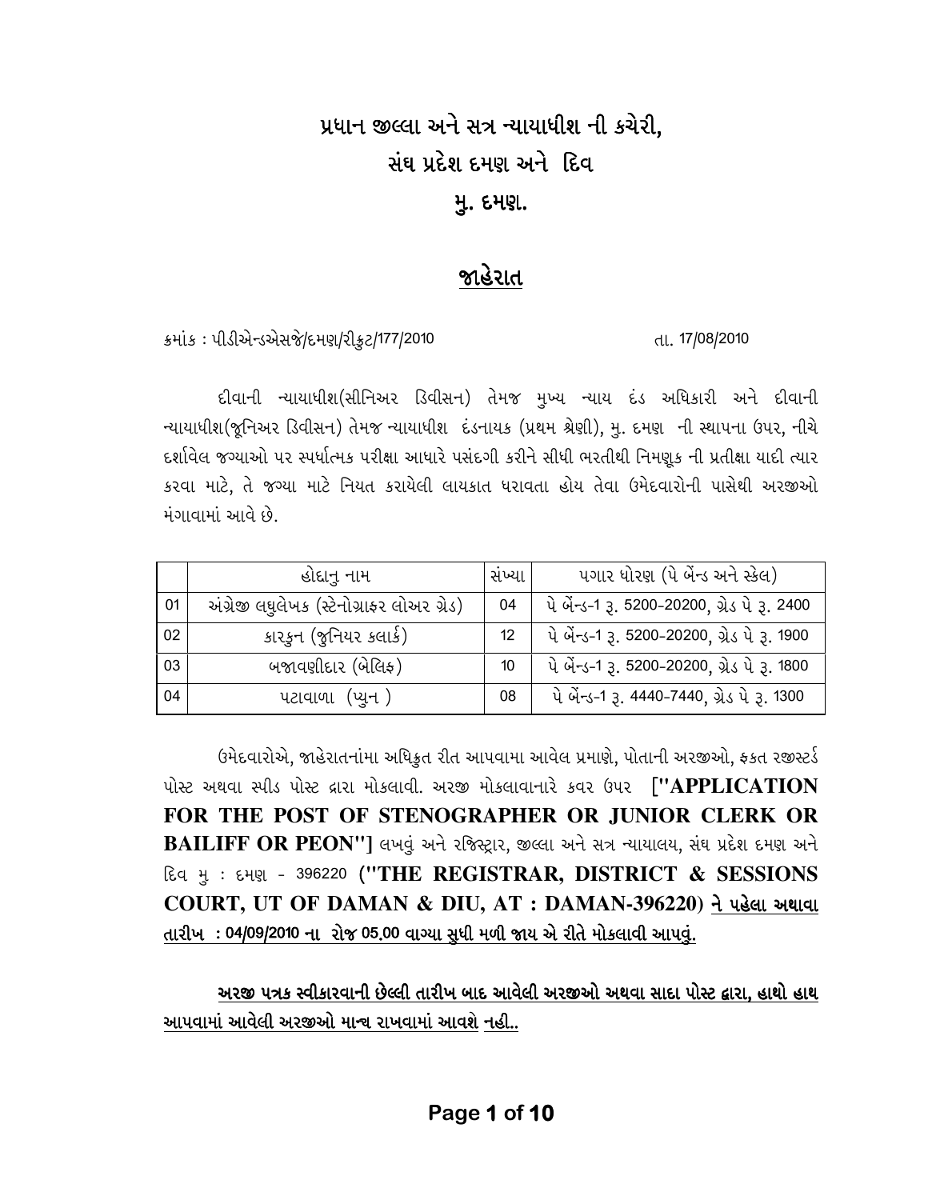# પ્રધાન જીલ્લા અને સત્ર ન્યાયાધીશ ની કચેરી,

# સંઘ પ્રદેશ દમણ અને દિવ

# મુ. દમણ.

## <u>જાહેરાત</u>

ક્રમાંક : પીડીએન્ડએસજે/દમણ/રીક્રુટ/177/2010 તા. 17/08/2010

દીવાની ન્યાયાધીશ(સીનિઅર ડિવીસન) તેમજ મુખ્ય ન્યાય દંડ અધિકારી અને દીવાની ન્યાયાધીશ(જૂનિઅર ડિવીસન) તેમજ ન્યાયાધીશ દંડનાયક (પ્રથમ શ્રેણી), મુ. દમણ ની સ્થાપના ઉપર, નીચે દર્શાવેલ જગ્યાઓ પર સ્પર્ધાત્મક પરીક્ષા આધારે પસંદગી કરીને સીધી ભરતીથી નિમણૂક ની પ્રતીક્ષા યાદી ત્યાર કરવા માટે, તે જગ્યા માટે નિયત કરાયેલી લાયકાત ધરાવતા હોય તેવા ઉમેદવારોની પાસેથી અરજીઓ મંગાવામાં આવે છે.

| | હોદ્દાનુ નામ | સંખ્યા | પગાર ધોરણ (પે બેંન્ડ અને સ્કેલ) |
|---|---|---|---|
| 01 | અંગ્રેજી લઘુલેખક (સ્ટેનોગ્રાફર લોઅર ગ્રેડ) | 04 | પે બેંન્ડ-1 રૂ. 5200-20200, ગ્રેડ પે રૂ. 2400 |
| 02 | કારકુન (જુનિયર કલાર્ક) | 12 | પે બેંન્ડ-1 રૂ. 5200-20200, ગ્રેડ પે રૂ. 1900 |
| 03 | બજાવણીદાર (બેલિફ) | 10 | પે બેંન્ડ-1 રૂ. 5200-20200, ગ્રેડ પે રૂ. 1800 |
| 04 | પટાવાળા (પ્યુન ) | 08 | પે બેંન્ડ-1 રૂ. 4440-7440, ગ્રેડ પે રૂ. 1300 |

ઉમેદવારોએ, જાહેરાતનાંમા અધિકૃત રીત આપવામા આવેલ પ્રમાણે, પોતાની અરજીઓ, ફક્ત રજીસ્ટર્ડ પોસ્ટ અથવા સ્પીડ પોસ્ટ દ્વારા મોકલાવી. અરજી મોકલાવાનારે કવર ઉપર **["APPLICATION FOR THE POST OF STENOGRAPHER OR JUNIOR CLERK OR BAILIFF OR PEON"]** લખવું અને રજિસ્ટ્રાર, જીલ્લા અને સત્ર ન્યાયાલય, સંઘ પ્રદેશ દમણ અને દિવ મુ : દમણ - 396220 **("THE REGISTRAR, DISTRICT & SESSIONS COURT, UT OF DAMAN & DIU, AT : DAMAN-396220)** <u>**ને પહેલા અથાવા તારીખ : 04/09/2010 ના રોજ 05.00 વાગ્યા સુધી મળી જાય એ રીતે મોકલાવી આપવું.**</u>

<u>**અરજી પત્રક સ્વીકારવાની છેલ્લી તારીખ બાદ આવેલી અરજીઓ અથવા સાદા પોસ્ટ દ્વારા, હાથો હાથ આપવામાં આવેલી અરજીઓ માન્ય રાખવામાં આવશે નહી..**</u>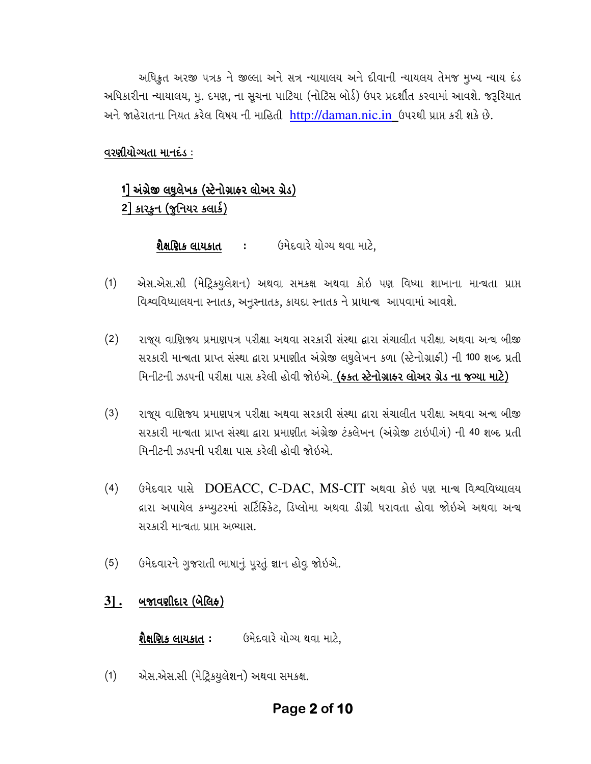અધિકુત અરજી પત્રક ને જીલ્લા અને સત્ર ન્યાયાલય અને દીવાની ન્યાયલય તેમજ મુખ્ય ન્યાય દંડ અધિકારીના ન્યાયાલય, મુ. દમણ, ના સૂચના પાટિયા (નોટિસ બોર્ડ) ઉપર પ્રદર્શીત કરવામાં આવશે. જરૂરિયાત અને જાહેરાતના નિયત કરેલ વિષય ની માહિતી http://daman.nic.in ઉપરથી પ્રાપ્ત કરી શકે છે.

**<u>વરણીયોગ્યતા માનદંડ</u> :**

**<u>1] અંગ્રેજી લઘુલેખક (સ્ટેનોગ્રાફર લોઅર ગ્રેડ)</u>**
**<u>2] કારકુન (જુનિયર ક્લાર્ક)</u>**

**<u>શૈક્ષણિક લાયકાત</u>** : ઉમેદવારે યોગ્ય થવા માટે,

(1) એસ.એસ.સી (મેટ્રિક્યુલેશન) અથવા સમકક્ષ અથવા કોઇ પણ વિધ્યા શાખાના માન્યતા પ્રાપ્ત વિશ્વવિધ્યાલયના સ્નાતક, અનુસ્નાતક, કાયદા સ્નાતક ને પ્રાધાન્ય આપવામાં આવશે.

(2) રાજ્ય વાણિજ્ય પ્રમાણપત્ર પરીક્ષા અથવા સરકારી સંસ્થા દ્વારા સંચાલીત પરીક્ષા અથવા અન્ય બીજી સરકારી માન્યતા પ્રાપ્ત સંસ્થા દ્વારા પ્રમાણીત અંગ્રેજી લઘુલેખન કળા (સ્ટેનોગ્રાફી) ની 100 શબ્દ પ્રતી મિનીટની ઝડપની પરીક્ષા પાસ કરેલી હોવી જોઇએ. **<u>(ફક્ત સ્ટેનોગ્રાફર લોઅર ગ્રેડ ના જગ્યા માટે)</u>**

(3) રાજ્ય વાણિજ્ય પ્રમાણપત્ર પરીક્ષા અથવા સરકારી સંસ્થા દ્વારા સંચાલીત પરીક્ષા અથવા અન્ય બીજી સરકારી માન્યતા પ્રાપ્ત સંસ્થા દ્વારા પ્રમાણીત અંગ્રેજી ટંકલેખન (અંગ્રેજી ટાઇપીગં) ની 40 શબ્દ પ્રતી મિનીટની ઝડપની પરીક્ષા પાસ કરેલી હોવી જોઇએ.

(4) ઉમેદવાર પાસે DOEACC, C-DAC, MS-CIT અથવા કોઇ પણ માન્ય વિશ્વવિધ્યાલય દ્વારા અપાયેલ કમ્પ્યુટરમાં સર્ટિફિકેટ, ડિપ્લોમા અથવા ડીગ્રી ધરાવતા હોવા જોઇએ અથવા અન્ય સરકારી માન્યતા પ્રાપ્ત અભ્યાસ.

(5) ઉમેદવારને ગુજરાતી ભાષાનું પૂરતું જ્ઞાન હોવુ જોઇએ.

**<u>3] . બજાવણીદાર (બેલિફ)</u>**

**<u>શૈક્ષણિક લાયકાત</u>** : ઉમેદવારે યોગ્ય થવા માટે,

(1) એસ.એસ.સી (મેટ્રિક્યુલેશન) અથવા સમકક્ષ.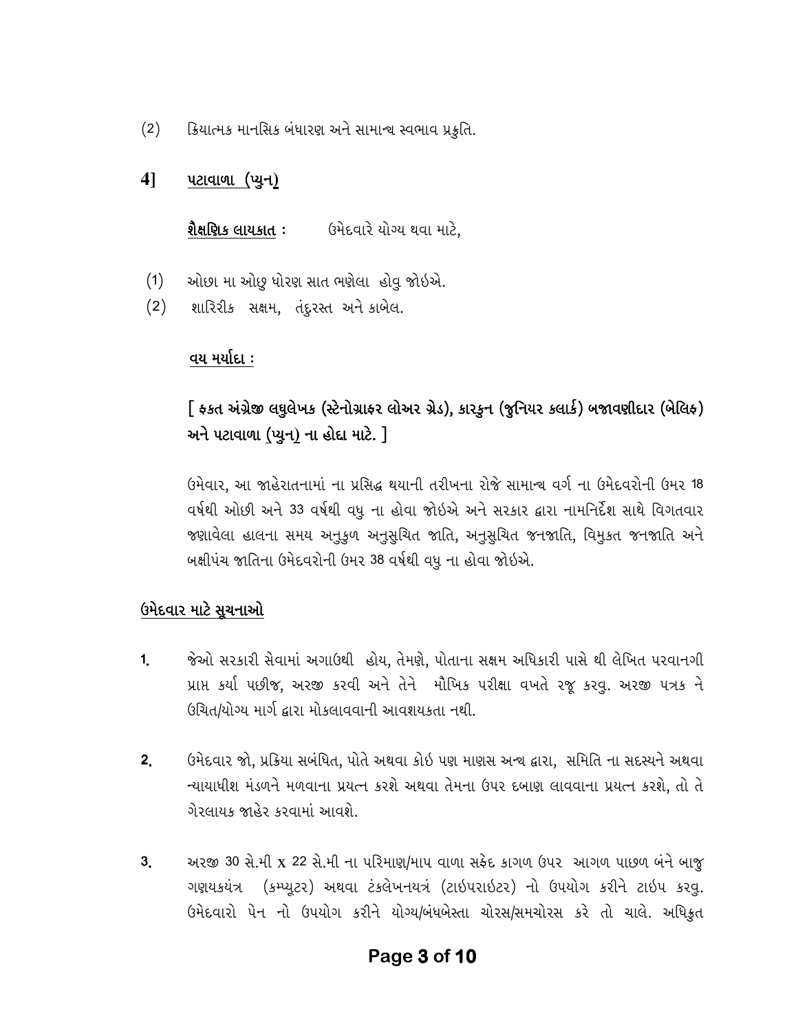(2) ક્રિયાત્મક માનસિક બંધારણ અને સામાન્ય સ્વભાવ પ્રકુતિ.

## 4] <u>પટાવાળા (પ્યુન)</u>

**<u>શૈક્ષણિક લાયકાત</u> :** ઉમેદવારે યોગ્ય થવા માટે,

(1) ઓછા મા ઓછુ ધોરણ સાત ભણેલા હોવુ જોઇએ.
(2) શારિરીક સક્ષમ, તંદુરસ્ત અને કાબેલ.

<u>વય મર્યાદા :</u>

**[ ફક્ત અંગ્રેજી લઘુલેખક (સ્ટેનોગ્રાફર લોઅર ગ્રેડ), કારકુન (જુનિયર કલાર્ક) બજાવણીદાર (બેલિફ) અને પટાવાળા (પ્યુન) ના હોદ્દા માટે. ]**

ઉમેવાર, આ જાહેરાતનામાં ના પ્રસિદ્ધ થયાની તરીખના રોજે સામાન્ય વર્ગ ના ઉમેદવરોની ઉમર 18 વર્ષથી ઓછી અને 33 વર્ષથી વધુ ના હોવા જોઇએ અને સરકાર દ્વારા નામનિર્દેશ સાથે વિગતવાર જણાવેલા હાલના સમય અનુકુળ અનુસુચિત જાતિ, અનુસુચિત જનજાતિ, વિમુકત જનજાતિ અને બક્ષીપંચ જાતિના ઉમેદવરોની ઉમર 38 વર્ષથી વધુ ના હોવા જોઇએ.

## <u>ઉમેદવાર માટે સૂચનાઓ</u>

1. જેઓ સરકારી સેવામાં અગાઉથી હોય, તેમણે, પોતાના સક્ષમ અધિકારી પાસે થી લેખિત પરવાનગી પ્રાપ્ત કર્યા પછીજ, અરજી કરવી અને તેને મૌખિક પરીક્ષા વખતે રજૂ કરવુ. અરજી પત્રક ને ઉચિત/યોગ્ય માર્ગ દ્વારા મોકલાવવાની આવશયકતા નથી.

2. ઉમેદવાર જો, પ્રક્રિયા સબંધિત, પોતે અથવા કોઇ પણ માણસ અન્ય દ્વારા, સમિતિ ના સદસ્યને અથવા ન્યાયાધીશ મંડળને મળવાના પ્રયત્ન કરશે અથવા તેમના ઉપર દબાણ લાવવાના પ્રયત્ન કરશે, તો તે ગેરલાયક જાહેર કરવામાં આવશે.

3. અરજી 30 સે.મી x 22 સે.મી ના પરિમાણ/માપ વાળા સફેદ કાગળ ઉપર આગળ પાછળ બંને બાજુ ગણયકયંત્ર (કમ્પ્યૂટર) અથવા ટંકલેખનયત્રં (ટાઇપરાઇટર) નો ઉપયોગ કરીને ટાઇપ કરવુ. ઉમેદવારો પેન નો ઉપયોગ કરીને યોગ્ય/બંધબેસ્તા ચોરસ/સમચોરસ કરે તો ચાલે. અધિકુત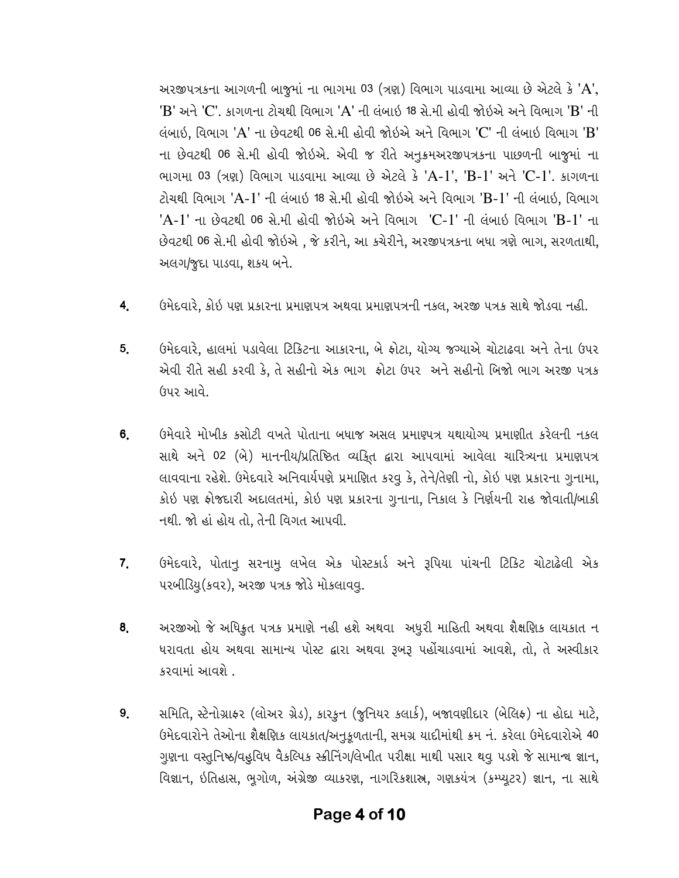અરજીપત્રકના આગળની બાજુમાં ના ભાગમા 03 (ત્રણ) વિભાગ પાડવામા આવ્યા છે એટલે કે 'A', 'B' અને 'C'. કાગળના ટોચથી વિભાગ 'A' ની લંબાઇ 18 સે.મી હોવી જોઇએ અને વિભાગ 'B' ની લંબાઇ, વિભાગ 'A' ના છેવટથી 06 સે.મી હોવી જોઇએ અને વિભાગ 'C' ની લંબાઇ વિભાગ 'B' ના છેવટથી 06 સે.મી હોવી જોઇએ. એવી જ રીતે અનુક્રમઅરજીપત્રકના પાછળની બાજુમાં ના ભાગમા 03 (ત્રણ) વિભાગ પાડવામા આવ્યા છે એટલે કે 'A-1', 'B-1' અને 'C-1'. કાગળના ટોચથી વિભાગ 'A-1' ની લંબાઇ 18 સે.મી હોવી જોઇએ અને વિભાગ 'B-1' ની લંબાઇ, વિભાગ 'A-1' ના છેવટથી 06 સે.મી હોવી જોઇએ અને વિભાગ 'C-1' ની લંબાઇ વિભાગ 'B-1' ના છેવટથી 06 સે.મી હોવી જોઇએ , જે કરીને, આ કચેરીને, અરજીપત્રકના બધા ત્રણે ભાગ, સરળતાથી, અલગ/જુદા પાડવા, શકય બને.

4. ઉમેદવારે, કોઇ પણ પ્રકારના પ્રમાણપત્ર અથવા પ્રમાણપત્રની નકલ, અરજી પત્રક સાથે જોડવા નહી.

5. ઉમેદવારે, હાલમાં પડાવેલા ટિકિટના આકારના, બે ફોટા, યોગ્ય જગ્યાએ ચોટાઢવા અને તેના ઉપર એવી રીતે સહી કરવી કે, તે સહીનો એક ભાગ ફોટા ઉપર અને સહીનો બિજો ભાગ અરજી પત્રક ઉપર આવે.

6. ઉમેવારે મોખીક કસોટી વખતે પોતાના બધાજ અસલ પ્રમાણપત્ર યથાયોગ્ય પ્રમાણીત કરેલની નકલ સાથે અને 02 (બે) માનનીય/પ્રતિષ્ઠિત વ્યક્તિ દ્વારા આપવામાં આવેલા ચારિત્ર્યના પ્રમાણપત્ર લાવવાના રહેશે. ઉમેદવારે અનિવાર્યપણે પ્રમાણિત કરવુ કે, તેને/તેણી નો, કોઇ પણ પ્રકારના ગુનામા, કોઇ પણ ફોજદારી અદાલતમાં, કોઇ પણ પ્રકારના ગુનાના, નિકાલ કે નિર્ણયની રાહ જોવાતી/બાકી નથી. જો હાં હોય તો, તેની વિગત આપવી.

7. ઉમેદવારે, પોતાનુ સરનામુ લખેલ એક પોસ્ટકાર્ડ અને રૂપિયા પાંચની ટિકિટ ચોટાઢેલી એક પરબીડિયુ(કવર), અરજી પત્રક જોડે મોકલાવવુ.

8. અરજીઓ જે અધિકુત પત્રક પ્રમાણે નહી હશે અથવા અધુરી માહિતી અથવા શૈક્ષણિક લાયકાત ન ધરાવતા હોય અથવા સામાન્ય પોસ્ટ દ્વારા અથવા રૂબરૂ પહોંચાડવામાં આવશે, તો, તે અસ્વીકાર કરવામાં આવશે .

9. સમિતિ, સ્ટેનોગ્રાફર (લોઅર ગ્રેડ), કારકુન (જુનિયર કલાર્ક), બજાવણીદાર (બેલિફ) ના હોદ્દા માટે, ઉમેદવારોને તેઓના શૈક્ષણિક લાયકાત/અનુકૂળતાની, સમગ્ર યાદીમાંથી ક્રમ નં. કરેલા ઉમેદવારોએ 40 ગુણના વસ્તુનિષ્ઠ/વહુવિધ વૈકલ્પિક સ્ક્રીનિંગ/લેખીત પરીક્ષા માથી પસાર થવુ પડશે જે સામાન્ય જ્ઞાન, વિજ્ઞાન, ઇતિહાસ, ભૂગોળ, અંગ્રેજી વ્યાકરણ, નાગરિકશાસ્ત્ર, ગણકયંત્ર (કમ્પ્યૂટર) જ્ઞાન, ના સાથે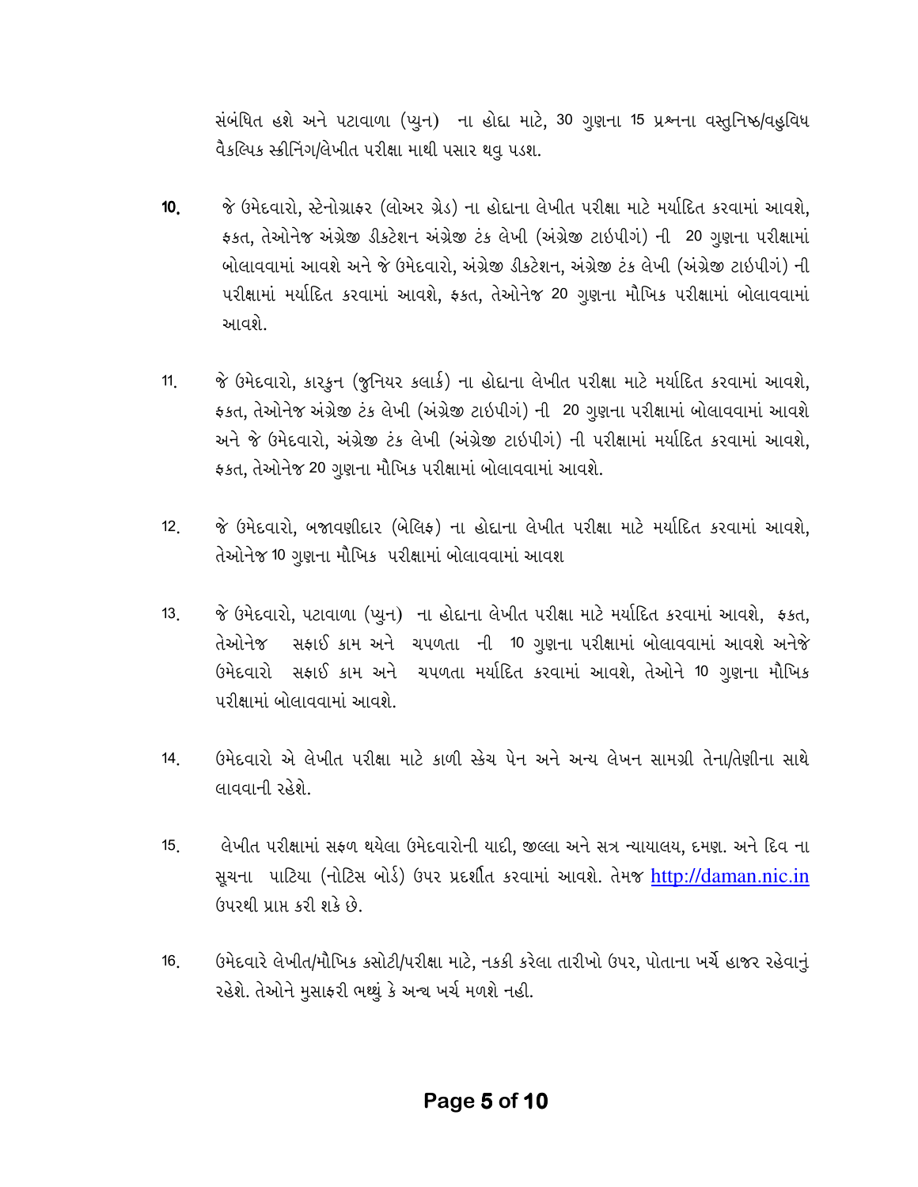સંબંધિત હશે અને પટાવાળા (પ્યુન) ના હોદ્દા માટે, 30 ગુણના 15 પ્રશ્નના વસ્તુનિષ્ઠ/વહુવિધ વૈકલ્પિક સ્ક્રીનિંગ/લેખીત પરીક્ષા માથી પસાર થવુ પડશ.

10. જે ઉમેદવારો, સ્ટેનોગ્રાફર (લોઅર ગ્રેડ) ના હોદ્દાના લેખીત પરીક્ષા માટે મર્યાદિત કરવામાં આવશે, ફકત, તેઓનેજ અંગ્રેજી ડીકટેશન અંગ્રેજી ટંક લેખી (અંગ્રેજી ટાઇપીગં) ની 20 ગુણના પરીક્ષામાં બોલાવવામાં આવશે અને જે ઉમેદવારો, અંગ્રેજી ડીકટેશન, અંગ્રેજી ટંક લેખી (અંગ્રેજી ટાઇપીગં) ની પરીક્ષામાં મર્યાદિત કરવામાં આવશે, ફકત, તેઓનેજ 20 ગુણના મૌખિક પરીક્ષામાં બોલાવવામાં આવશે.

11. જે ઉમેદવારો, કારકુન (જુનિયર કલાર્ક) ના હોદ્દાના લેખીત પરીક્ષા માટે મર્યાદિત કરવામાં આવશે, ફકત, તેઓનેજ અંગ્રેજી ટંક લેખી (અંગ્રેજી ટાઇપીગં) ની 20 ગુણના પરીક્ષામાં બોલાવવામાં આવશે અને જે ઉમેદવારો, અંગ્રેજી ટંક લેખી (અંગ્રેજી ટાઇપીગં) ની પરીક્ષામાં મર્યાદિત કરવામાં આવશે, ફકત, તેઓનેજ 20 ગુણના મૌખિક પરીક્ષામાં બોલાવવામાં આવશે.

12. જે ઉમેદવારો, બજાવણીદાર (બેલિફ) ના હોદ્દાના લેખીત પરીક્ષા માટે મર્યાદિત કરવામાં આવશે, તેઓનેજ 10 ગુણના મૌખિક પરીક્ષામાં બોલાવવામાં આવશ

13. જે ઉમેદવારો, પટાવાળા (પ્યુન) ના હોદ્દાના લેખીત પરીક્ષા માટે મર્યાદિત કરવામાં આવશે, ફકત, તેઓનેજ સફાઈ કામ અને ચપળતા ની 10 ગુણના પરીક્ષામાં બોલાવવામાં આવશે અનેજે ઉમેદવારો સફાઈ કામ અને ચપળતા મર્યાદિત કરવામાં આવશે, તેઓને 10 ગુણના મૌખિક પરીક્ષામાં બોલાવવામાં આવશે.

14. ઉમેદવારો એ લેખીત પરીક્ષા માટે કાળી સ્કેચ પેન અને અન્ય લેખન સામગ્રી તેના/તેણીના સાથે લાવવાની રહેશે.

15. લેખીત પરીક્ષામાં સફળ થયેલા ઉમેદવારોની યાદી, જીલ્લા અને સત્ર ન્યાયાલય, દમણ. અને દિવ ના સૂચના પાટિયા (નોટિસ બોર્ડ) ઉપર પ્રદર્શીત કરવામાં આવશે. તેમજ http://daman.nic.in ઉપરથી પ્રાપ્ત કરી શકે છે.

16. ઉમેદવારે લેખીત/મૌખિક કસોટી/પરીક્ષા માટે, નકકી કરેલા તારીખો ઉપર, પોતાના ખર્ચે હાજર રહેવાનું રહેશે. તેઓને મુસાફરી ભથ્થું કે અન્ય ખર્ચ મળશે નહી.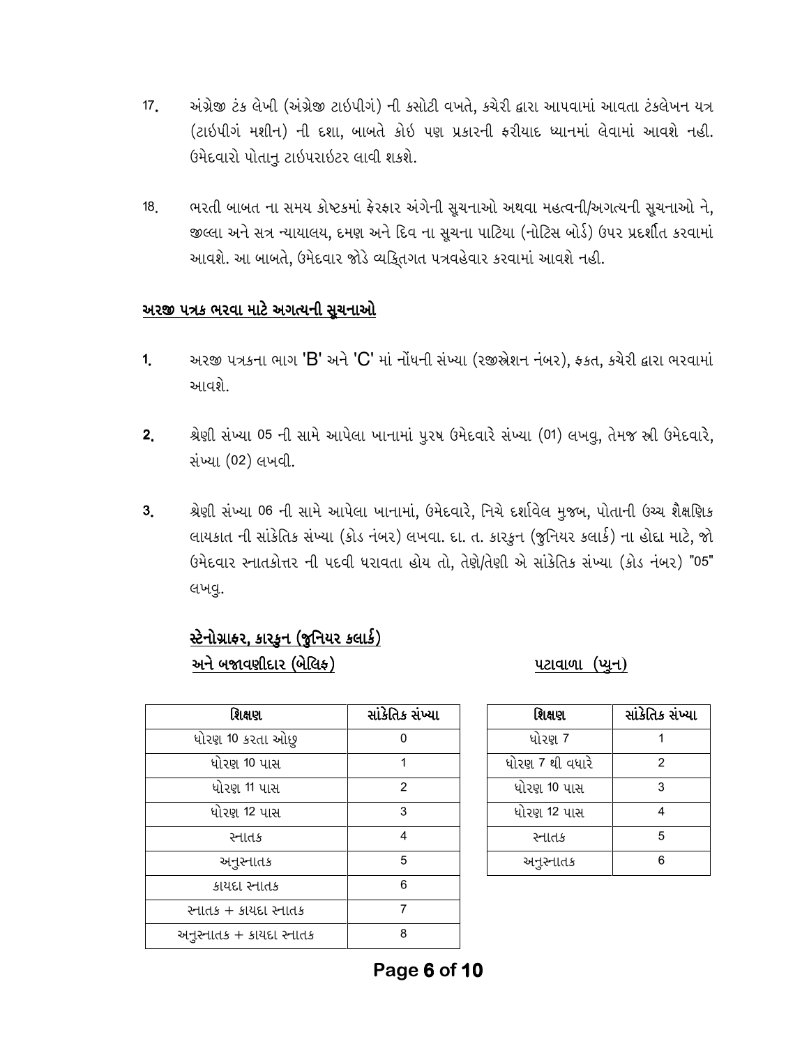17. અંગ્રેજી ટંક લેખી (અંગ્રેજી ટાઇપીગં) ની કસોટી વખતે, કચેરી દ્વારા આપવામાં આવતા ટંકલેખન યત્ર (ટાઇપીગં મશીન) ની દશા, બાબતે કોઇ પણ પ્રકારની ફરીયાદ ધ્યાનમાં લેવામાં આવશે નહી. ઉમેદવારો પોતાનુ ટાઇપરાઇટર લાવી શકશે.

18. ભરતી બાબત ના સમય કોષ્ટકમાં ફેરફાર અંગેની સૂચનાઓ અથવા મહત્વની/અગત્યની સૂચનાઓ ને, જીલ્લા અને સત્ર ન્યાયાલય, દમણ અને દિવ ના સૂચના પાટિયા (નોટિસ બોર્ડ) ઉપર પ્રદર્શીત કરવામાં આવશે. આ બાબતે, ઉમેદવાર જોડે વ્યક્તિગત પત્રવહેવાર કરવામાં આવશે નહી.

## અરજી પત્રક ભરવા માટે અગત્યની સૂચનાઓ

1. અરજી પત્રકના ભાગ 'B' અને 'C' માં નોંધની સંખ્યા (રજીસ્ત્રેશન નંબર), ફકત, કચેરી દ્વારા ભરવામાં આવશે.

2. શ્રેણી સંખ્યા 05 ની સામે આપેલા ખાનામાં પુરષ ઉમેદવારે સંખ્યા (01) લખવુ, તેમજ સ્ત્રી ઉમેદવારે, સંખ્યા (02) લખવી.

3. શ્રેણી સંખ્યા 06 ની સામે આપેલા ખાનામાં, ઉમેદવારે, નિચે દર્શાવેલ મુજબ, પોતાની ઉચ્ચ શૈક્ષણિક લાયકાત ની સાંકેતિક સંખ્યા (કોડ નંબર) લખવા. દા. ત. કારકુન (જુનિયર કલાર્ક) ના હોદ્દા માટે, જો ઉમેદવાર સ્નાતકોત્તર ની પદવી ધરાવતા હોય તો, તેણે/તેણી એ સાંકેતિક સંખ્યા (કોડ નંબર) "05" લખવુ.

### સ્ટેનોગ્રાફર, કારકુન (જુનિયર કલાર્ક) અને બજાવણીદાર (બેલિફ)

| શિક્ષણ | સાંકેતિક સંખ્યા |
|---|---|
| ધોરણ 10 કરતા ઓછુ | 0 |
| ધોરણ 10 પાસ | 1 |
| ધોરણ 11 પાસ | 2 |
| ધોરણ 12 પાસ | 3 |
| સ્નાતક | 4 |
| અનુસ્નાતક | 5 |
| કાયદા સ્નાતક | 6 |
| સ્નાતક + કાયદા સ્નાતક | 7 |
| અનુસ્નાતક + કાયદા સ્નાતક | 8 |

### પટાવાળા (પ્યુન)

| શિક્ષણ | સાંકેતિક સંખ્યા |
|---|---|
| ધોરણ 7 | 1 |
| ધોરણ 7 થી વધારે | 2 |
| ધોરણ 10 પાસ | 3 |
| ધોરણ 12 પાસ | 4 |
| સ્નાતક | 5 |
| અનુસ્નાતક | 6 |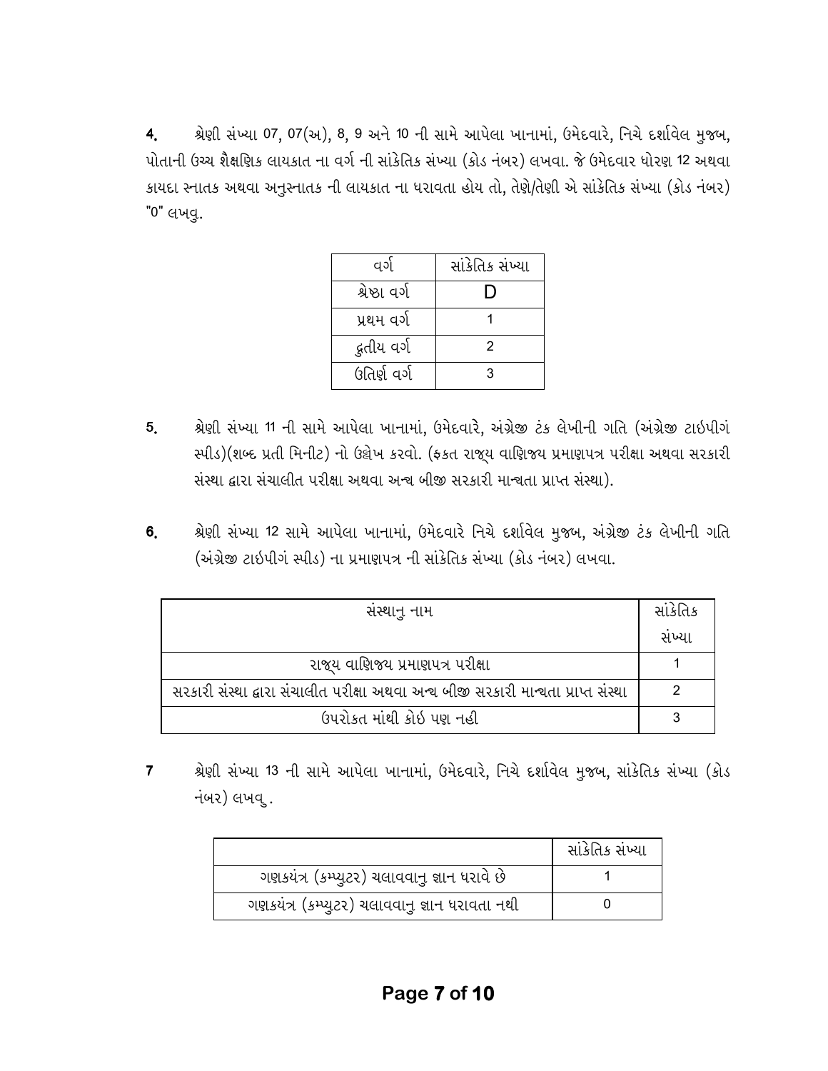4. શ્રેણી સંખ્યા 07, 07(અ), 8, 9 અને 10 ની સામે આપેલા ખાનામાં, ઉમેદવારે, નિચે દર્શાવેલ મુજબ, પોતાની ઉચ્ચ શૈક્ષણિક લાયકાત ના વર્ગ ની સાંકેતિક સંખ્યા (કોડ નંબર) લખવા. જે ઉમેદવાર ધોરણ 12 અથવા કાયદા સ્નાતક અથવા અનુસ્નાતક ની લાયકાત ના ધરાવતા હોય તો, તેણે/તેણી એ સાંકેતિક સંખ્યા (કોડ નંબર) "0" લખવુ.

| વર્ગ | સાંકેતિક સંખ્યા |
|---|---|
| શ્રેષ્ઠા વર્ગ | D |
| પ્રથમ વર્ગ | 1 |
| દ્વતીય વર્ગ | 2 |
| ઉતિર્ણ વર્ગ | 3 |

5. શ્રેણી સંખ્યા 11 ની સામે આપેલા ખાનામાં, ઉમેદવારે, અંગ્રેજી ટંક લેખીની ગતિ (અંગ્રેજી ટાઇપીગં સ્પીડ)(શબ્દ પ્રતી મિનીટ) નો ઉલ્લેખ કરવો. (ફકત રાજ્ય વાણિજય પ્રમાણપત્ર પરીક્ષા અથવા સરકારી સંસ્થા દ્વારા સંચાલીત પરીક્ષા અથવા અન્ય બીજી સરકારી માન્યતા પ્રાપ્ત સંસ્થા).

6. શ્રેણી સંખ્યા 12 સામે આપેલા ખાનામાં, ઉમેદવારે નિચે દર્શાવેલ મુજબ, અંગ્રેજી ટંક લેખીની ગતિ (અંગ્રેજી ટાઇપીગં સ્પીડ) ના પ્રમાણપત્ર ની સાંકેતિક સંખ્યા (કોડ નંબર) લખવા.

| સંસ્થાનુ નામ | સાંકેતિક સંખ્યા |
|---|---|
| રાજ્ય વાણિજય પ્રમાણપત્ર પરીક્ષા | 1 |
| સરકારી સંસ્થા દ્વારા સંચાલીત પરીક્ષા અથવા અન્ય બીજી સરકારી માન્યતા પ્રાપ્ત સંસ્થા | 2 |
| ઉપરોકત માંથી કોઇ પણ નહી | 3 |

7 શ્રેણી સંખ્યા 13 ની સામે આપેલા ખાનામાં, ઉમેદવારે, નિચે દર્શાવેલ મુજબ, સાંકેતિક સંખ્યા (કોડ નંબર) લખવુ.

| | સાંકેતિક સંખ્યા |
|---|---|
| ગણકયંત્ર (કમ્પ્યુટર) ચલાવવાનુ જ્ઞાન ધરાવે છે | 1 |
| ગણકયંત્ર (કમ્પ્યુટર) ચલાવવાનુ જ્ઞાન ધરાવતા નથી | 0 |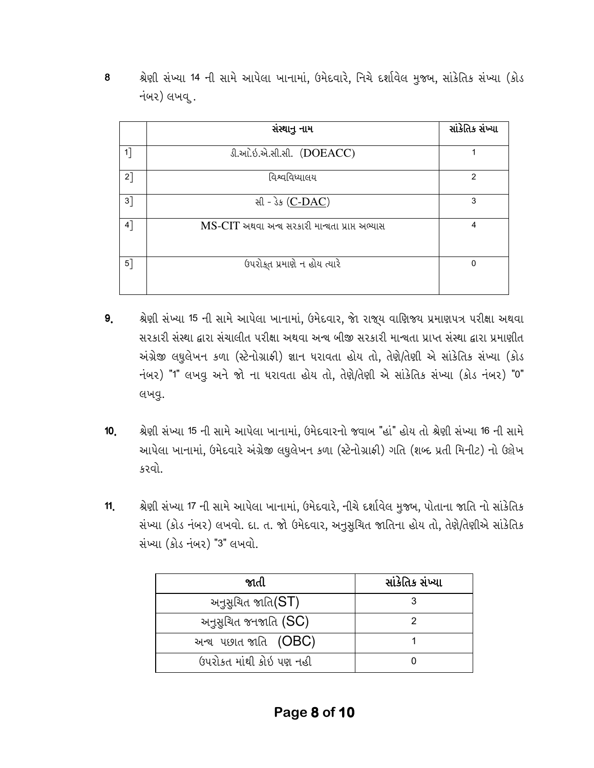8 શ્રેણી સંખ્યા 14 ની સામે આપેલા ખાનામાં, ઉમેદવારે, નિચે દર્શાવેલ મુજબ, સાંકેતિક સંખ્યા (કોડ નંબર) લખવુ .

| | સંસ્થાનુ નામ | સાંકેતિક સંખ્યા |
|---|---|---|
| 1] | ડી.ઓ.ઇ.એ.સી.સી. (DOEACC) | 1 |
| 2] | વિશ્વવિધ્યાલય | 2 |
| 3] | સી - ડેક (C-DAC) | 3 |
| 4] | MS-CIT અથવા અન્ય સરકારી માન્યતા પ્રાપ્ત અભ્યાસ | 4 |
| 5] | ઉપરોક્ત પ્રમાણે ન હોય ત્યારે | 0 |

**9.** શ્રેણી સંખ્યા 15 ની સામે આપેલા ખાનામાં, ઉમેદવાર, જો રાજ્ય વાણિજ્ય પ્રમાણપત્ર પરીક્ષા અથવા સરકારી સંસ્થા દ્વારા સંચાલીત પરીક્ષા અથવા અન્ય બીજી સરકારી માન્યતા પ્રાપ્ત સંસ્થા દ્વારા પ્રમાણીત અંગ્રેજી લઘુલેખન કળા (સ્ટેનોગ્રાફી) જ્ઞાન ધરાવતા હોય તો, તેણે/તેણી એ સાંકેતિક સંખ્યા (કોડ નંબર) "1" લખવુ અને જો ના ધરાવતા હોય તો, તેણે/તેણી એ સાંકેતિક સંખ્યા (કોડ નંબર) "0" લખવુ.

**10.** શ્રેણી સંખ્યા 15 ની સામે આપેલા ખાનામાં, ઉમેદવારનો જવાબ "હાં" હોય તો શ્રેણી સંખ્યા 16 ની સામે આપેલા ખાનામાં, ઉમેદવારે અંગ્રેજી લઘુલેખન કળા (સ્ટેનોગ્રાફી) ગતિ (શબ્દ પ્રતી મિનીટ) નો ઉલ્લેખ કરવો.

**11.** શ્રેણી સંખ્યા 17 ની સામે આપેલા ખાનામાં, ઉમેદવારે, નીચે દર્શાવેલ મુજબ, પોતાના જાતિ નો સાંકેતિક સંખ્યા (કોડ નંબર) લખવો. દા. ત. જો ઉમેદવાર, અનુસુચિત જાતિના હોય તો, તેણે/તેણીએ સાંકેતિક સંખ્યા (કોડ નંબર) "3" લખવો.

| જાતી | સાંકેતિક સંખ્યા |
|---|---|
| અનુસુચિત જાતિ(ST) | 3 |
| અનુસુચિત જનજાતિ (SC) | 2 |
| અન્ય પછાત જાતિ (OBC) | 1 |
| ઉપરોકત માંથી કોઇ પણ નહી | 0 |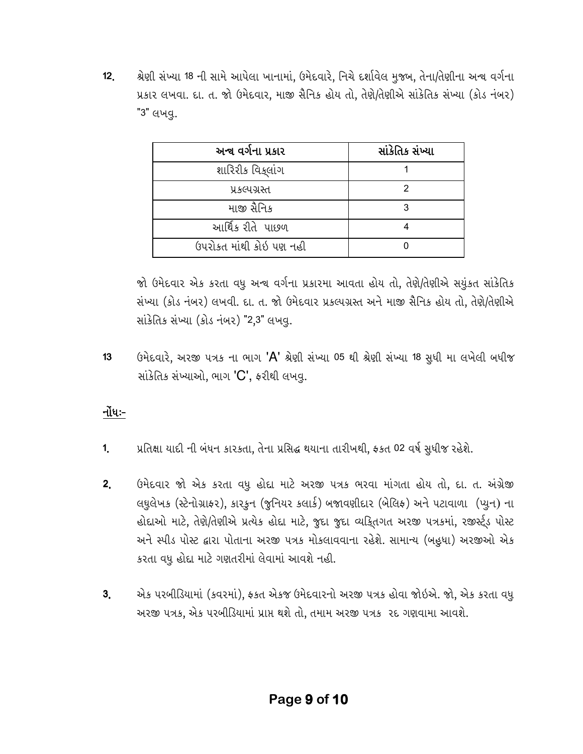12. શ્રેણી સંખ્યા 18 ની સામે આપેલા ખાનામાં, ઉમેદવારે, નિચે દર્શાવેલ મુજબ, તેના/તેણીના અન્ય વર્ગના પ્રકાર લખવા. દા. ત. જો ઉમેદવાર, માજી સૈનિક હોય તો, તેણે/તેણીએ સાંકેતિક સંખ્યા (કોડ નંબર) "3" લખવુ.

| અન્ય વર્ગના પ્રકાર | સાંકેતિક સંખ્યા |
| --- | --- |
| શારિરીક વિકલાંગ | 1 |
| પ્રકલ્પગ્રસ્ત | 2 |
| માજી સૈનિક | 3 |
| આર્થિક રીતે પાછળ | 4 |
| ઉપરોકત માંથી કોઇ પણ નહી | 0 |

જો ઉમેદવાર એક કરતા વધુ અન્ય વર્ગના પ્રકારમા આવતા હોય તો, તેણે/તેણીએ સયુંકત સાંકેતિક સંખ્યા (કોડ નંબર) લખવી. દા. ત. જો ઉમેદવાર પ્રકલ્પગ્રસ્ત અને માજી સૈનિક હોય તો, તેણે/તેણીએ સાંકેતિક સંખ્યા (કોડ નંબર) "2,3" લખવુ.

13 ઉમેદવારે, અરજી પત્રક ના ભાગ 'A' શ્રેણી સંખ્યા 05 થી શ્રેણી સંખ્યા 18 સુધી મા લખેલી બધીજ સાંકેતિક સંખ્યાઓ, ભાગ 'C', ફરીથી લખવુ.

**નોંધ:-**

1. પ્રતિક્ષા યાદી ની બંધન કારકતા, તેના પ્રસિદ્ધ થયાના તારીખથી, ફકત 02 વર્ષ સુધીજ રહેશે.

2. ઉમેદવાર જો એક કરતા વધુ હોદ્દા માટે અરજી પત્રક ભરવા માંગતા હોય તો, દા. ત. અંગ્રેજી લઘુલેખક (સ્ટેનોગ્રાફર), કારકુન (જુનિયર કલાર્ક) બજાવણીદાર (બેલિફ) અને પટાવાળા (પ્યુન) ના હોદ્દાઓ માટે, તેણે/તેણીએ પ્રત્યેક હોદ્દા માટે, જુદા જુદા વ્યક્તિગત અરજી પત્રકમાં, રજીસ્ટર્ડ પોસ્ટ અને સ્પીડ પોસ્ટ દ્વારા પોતાના અરજી પત્રક મોકલાવવાના રહેશે. સામાન્ય (બહુધા) અરજીઓ એક કરતા વધુ હોદ્દા માટે ગણતરીમાં લેવામાં આવશે નહી.

3. એક પરબીડિયામાં (કવરમાં), ફકત એકજ ઉમેદવારનો અરજી પત્રક હોવા જોઇએ. જો, એક કરતા વધુ અરજી પત્રક, એક પરબીડિયામાં પ્રાપ્ત થશે તો, તમામ અરજી પત્રક રદ ગણવામા આવશે.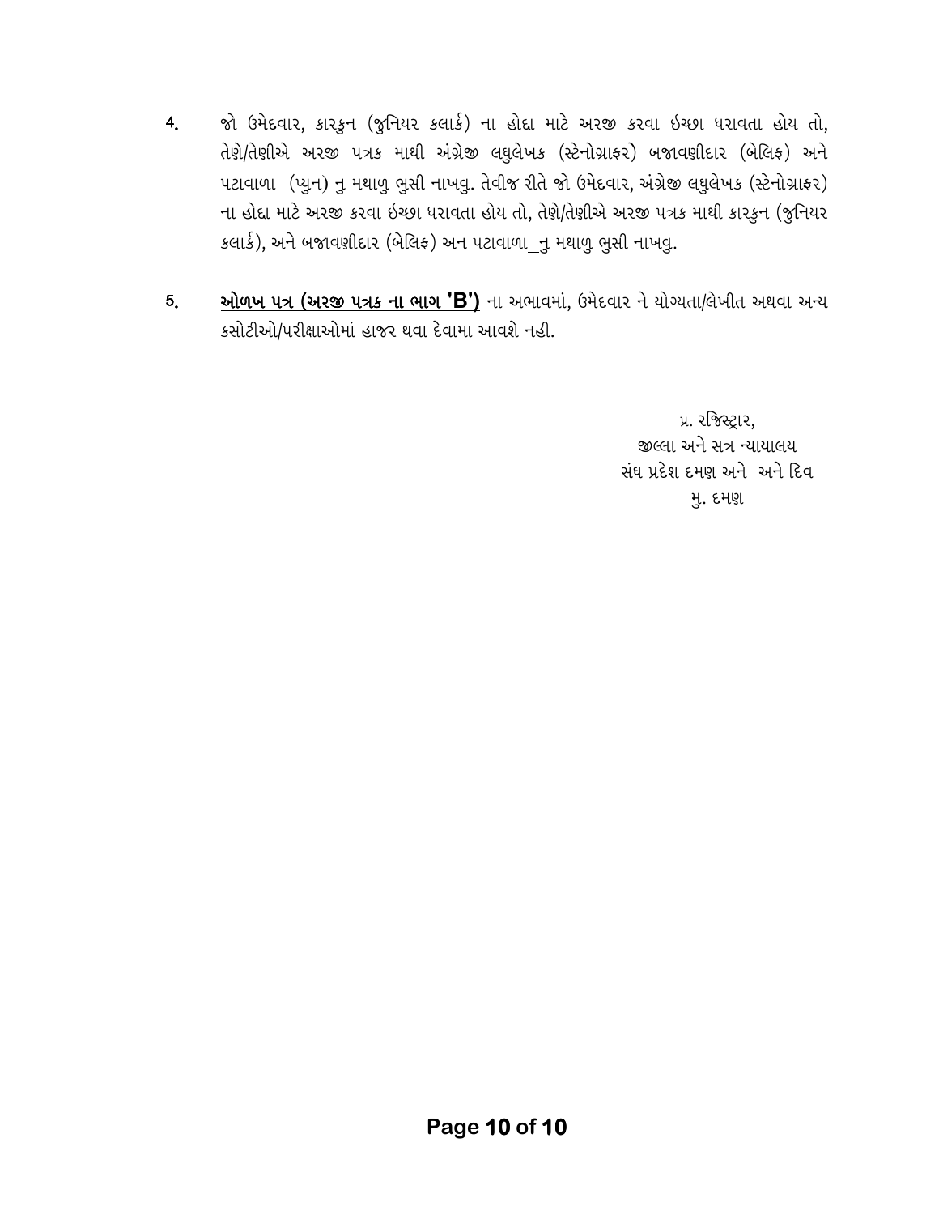4. જો ઉમેદવાર, કારકુન (જુનિયર કલાર્ક) ના હોદ્દા માટે અરજી કરવા ઇચ્છા ધરાવતા હોય તો, તેણે/તેણીએ અરજી પત્રક માથી અંગ્રેજી લઘુલેખક (સ્ટેનોગ્રાફર) બજાવણીદાર (બેલિફ) અને પટાવાળા (પ્યુન) નુ મથાળુ ભુસી નાખવુ. તેવીજ રીતે જો ઉમેદવાર, અંગ્રેજી લઘુલેખક (સ્ટેનોગ્રાફર) ના હોદ્દા માટે અરજી કરવા ઇચ્છા ધરાવતા હોય તો, તેણે/તેણીએ અરજી પત્રક માથી કારકુન (જુનિયર કલાર્ક), અને બજાવણીદાર (બેલિફ) અન પટાવાળા_નુ મથાળુ ભુસી નાખવુ.

5. **ઓળખ પત્ર (અરજી પત્રક ના ભાગ 'B')** ના અભાવમાં, ઉમેદવાર ને યોગ્યતા/લેખીત અથવા અન્ય કસોટીઓ/પરીક્ષાઓમાં હાજર થવા દેવામા આવશે નહી.

પ્ર. રજિસ્ટ્રાર,
જીલ્લા અને સત્ર ન્યાયાલય
સંઘ પ્રદેશ દમણ અને અને દિવ
મુ. દમણ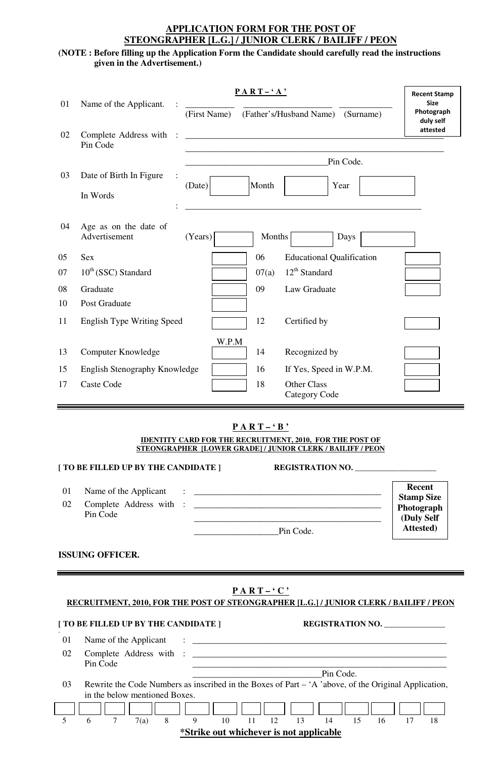# APPLICATION FORM FOR THE POST OF STEONGRAPHER [L.G.] / JUNIOR CLERK / BAILIFF / PEON

**(NOTE : Before filling up the Application Form the Candidate should carefully read the instructions given in the Advertisement.)**

## P A R T – ' A '

**Recent Stamp Size Photograph duly self attested**

01 Name of the Applicant. : ___________ ___________________ ____________
(First Name) (Father's/Husband Name) (Surname)

02 Complete Address with Pin Code : ____________________________________________________________
____________________________________________________________
________________________________Pin Code.

03 Date of Birth In Figure : (Date) [ ] Month [ ] Year [ ]
In Words : ______________________________________________________

04 Age as on the date of Advertisement (Years) [ ] Months [ ] Days [ ]

| | | | | | |
|---|---|---|---|---|---|
| 05 | Sex | [ ] | 06 | Educational Qualification | [ ] |
| 07 | 10th (SSC) Standard | [ ] | 07(a) | 12th Standard | [ ] |
| 08 | Graduate | [ ] | 09 | Law Graduate | [ ] |
| 10 | Post Graduate | [ ] | | | |
| 11 | English Type Writing Speed | [ ] W.P.M | 12 | Certified by | [ ] |
| 13 | Computer Knowledge | [ ] | 14 | Recognized by | [ ] |
| 15 | English Stenography Knowledge | [ ] | 16 | If Yes, Speed in W.P.M. | [ ] |
| 17 | Caste Code | [ ] | 18 | Other Class Category Code | [ ] |

---

## P A R T – ' B '

**IDENTITY CARD FOR THE RECRUITMENT, 2010, FOR THE POST OF STEONGRAPHER [LOWER GRADE] / JUNIOR CLERK / BAILIFF / PEON**

**[ TO BE FILLED UP BY THE CANDIDATE ]** **REGISTRATION NO. ___________________**

**Recent Stamp Size Photograph (Duly Self Attested)**

01 Name of the Applicant : ____________________________________________
02 Complete Address with Pin Code : ____________________________________________
____________________________________________
__________________Pin Code.

**ISSUING OFFICER.**

---

## P A R T – ' C '

**RECRUITMENT, 2010, FOR THE POST OF STEONGRAPHER [L.G.] / JUNIOR CLERK / BAILIFF / PEON**

**[ TO BE FILLED UP BY THE CANDIDATE ]** **REGISTRATION NO. ______________**

01 Name of the Applicant : ____________________________________________________________
02 Complete Address with Pin Code : ____________________________________________________________
____________________________________________________________
______________________________Pin Code.

03 Rewrite the Code Numbers as inscribed in the Boxes of Part – 'A 'above, of the Original Application, in the below mentioned Boxes.

| 5 | 6 | 7 | 7(a) | 8 | 9 | 10 | 11 | 12 | 13 | 14 | 15 | 16 | 17 | 18 |
|---|---|---|---|---|---|---|---|---|---|---|---|---|---|---|
| | | | | | | | | | | | | | | |

**\*Strike out whichever is not applicable**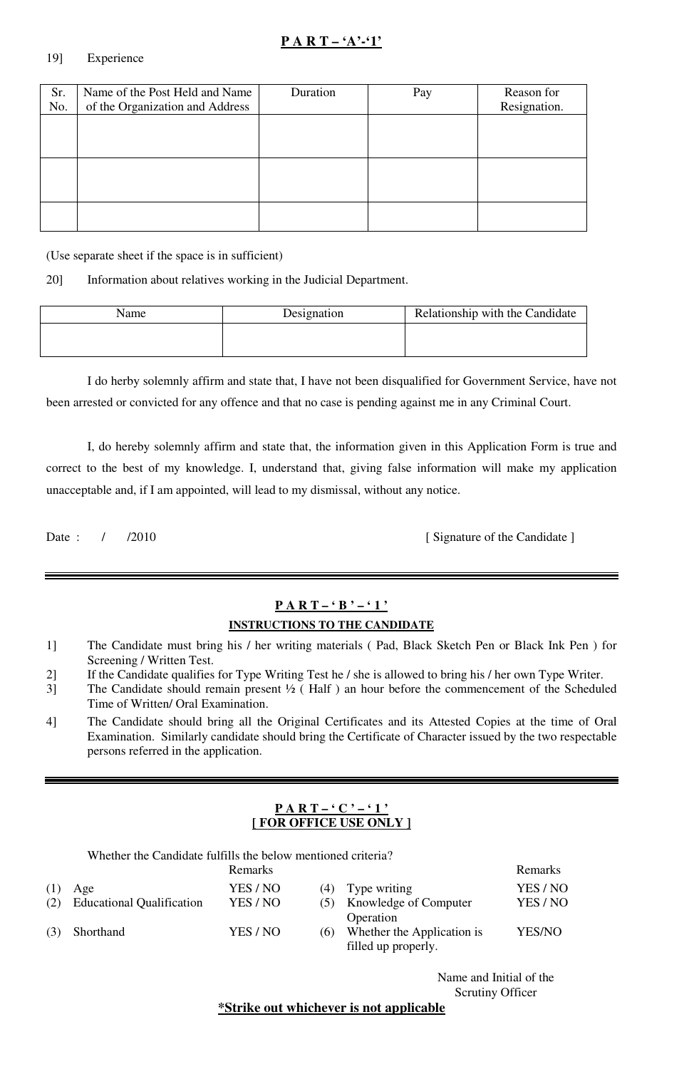## P A R T – 'A'-'1'

19] Experience

| Sr. No. | Name of the Post Held and Name of the Organization and Address | Duration | Pay | Reason for Resignation. |
|---|---|---|---|---|
| | | | | |
| | | | | |
| | | | | |

(Use separate sheet if the space is in sufficient)

20] Information about relatives working in the Judicial Department.

| Name | Designation | Relationship with the Candidate |
|---|---|---|
| | | |

I do herby solemnly affirm and state that, I have not been disqualified for Government Service, have not been arrested or convicted for any offence and that no case is pending against me in any Criminal Court.

I, do hereby solemnly affirm and state that, the information given in this Application Form is true and correct to the best of my knowledge. I, understand that, giving false information will make my application unacceptable and, if I am appointed, will lead to my dismissal, without any notice.

Date : / /2010 [ Signature of the Candidate ]

---

## P A R T – ' B ' – ' 1 '

### INSTRUCTIONS TO THE CANDIDATE

1] The Candidate must bring his / her writing materials ( Pad, Black Sketch Pen or Black Ink Pen ) for Screening / Written Test.

2] If the Candidate qualifies for Type Writing Test he / she is allowed to bring his / her own Type Writer.

3] The Candidate should remain present ½ ( Half ) an hour before the commencement of the Scheduled Time of Written/ Oral Examination.

4] The Candidate should bring all the Original Certificates and its Attested Copies at the time of Oral Examination. Similarly candidate should bring the Certificate of Character issued by the two respectable persons referred in the application.

---

## P A R T – ' C ' – ' 1 '
## [ FOR OFFICE USE ONLY ]

Whether the Candidate fulfills the below mentioned criteria?

| | | Remarks | | | Remarks |
|---|---|---|---|---|---|
| (1) | Age | YES / NO | (4) | Type writing | YES / NO |
| (2) | Educational Qualification | YES / NO | (5) | Knowledge of Computer Operation | YES / NO |
| (3) | Shorthand | YES / NO | (6) | Whether the Application is filled up properly. | YES/NO |

Name and Initial of the Scrutiny Officer

**\*Strike out whichever is not applicable**